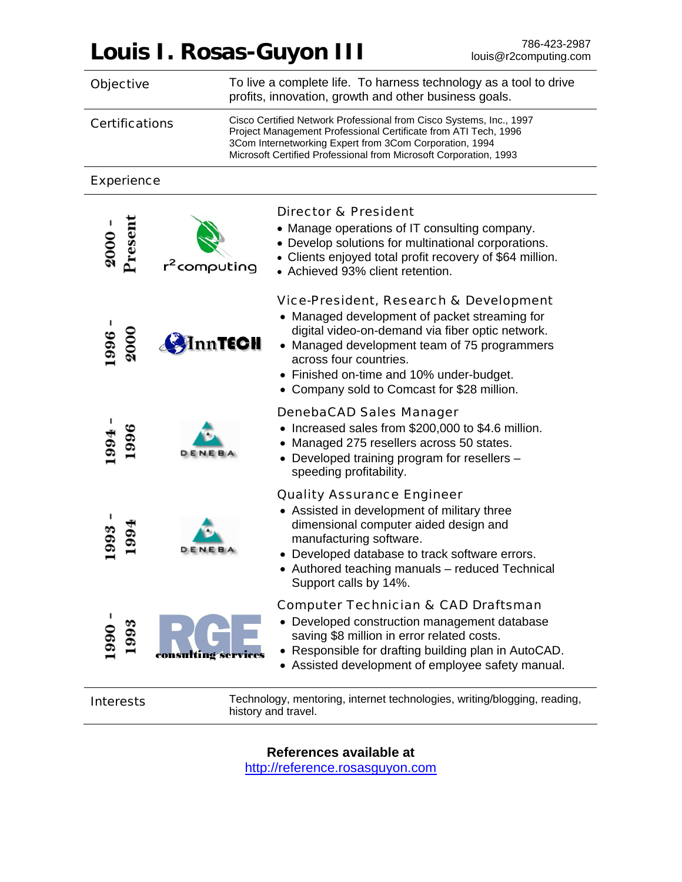# Louis I. Rosas-Guyon III

786-423-2987
louis@r2computing.com

## Objective

To live a complete life. To harness technology as a tool to drive profits, innovation, growth and other business goals.

## Certifications

Cisco Certified Network Professional from Cisco Systems, Inc., 1997
Project Management Professional Certificate from ATI Tech, 1996
3Com Internetworking Expert from 3Com Corporation, 1994
Microsoft Certified Professional from Microsoft Corporation, 1993

## Experience

**2000 - Present** — r²computing

### Director & President

- Manage operations of IT consulting company.
- Develop solutions for multinational corporations.
- Clients enjoyed total profit recovery of $64 million.
- Achieved 93% client retention.

**1996 - 2000** — InnTECH

### Vice-President, Research & Development

- Managed development of packet streaming for digital video-on-demand via fiber optic network.
- Managed development team of 75 programmers across four countries.
- Finished on-time and 10% under-budget.
- Company sold to Comcast for $28 million.

**1994 - 1996** — DENEBA

### DenebaCAD Sales Manager

- Increased sales from $200,000 to $4.6 million.
- Managed 275 resellers across 50 states.
- Developed training program for resellers – speeding profitability.

**1993 - 1994** — DENEBA

### Quality Assurance Engineer

- Assisted in development of military three dimensional computer aided design and manufacturing software.
- Developed database to track software errors.
- Authored teaching manuals – reduced Technical Support calls by 14%.

**1990 - 1993** — RGE consulting services

### Computer Technician & CAD Draftsman

- Developed construction management database saving $8 million in error related costs.
- Responsible for drafting building plan in AutoCAD.
- Assisted development of employee safety manual.

## Interests

Technology, mentoring, internet technologies, writing/blogging, reading, history and travel.

**References available at**
http://reference.rosasguyon.com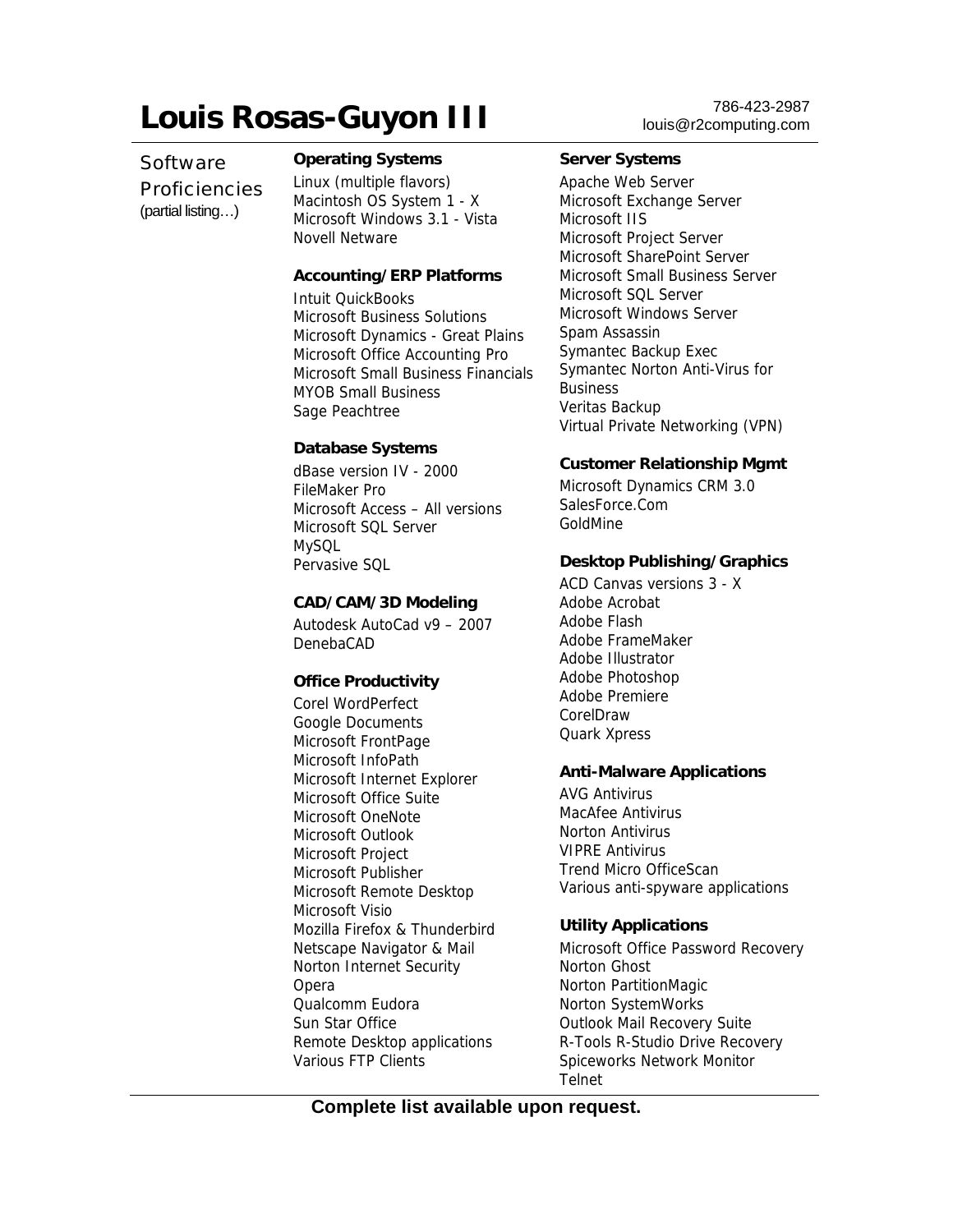# Louis Rosas-Guyon III

786-423-2987
louis@r2computing.com

## Software Proficiencies
(partial listing…)

**Operating Systems**

Linux (multiple flavors)
Macintosh OS System 1 - X
Microsoft Windows 3.1 - Vista
Novell Netware

**Accounting/ERP Platforms**

Intuit QuickBooks
Microsoft Business Solutions
Microsoft Dynamics - Great Plains
Microsoft Office Accounting Pro
Microsoft Small Business Financials
MYOB Small Business
Sage Peachtree

**Database Systems**

dBase version IV - 2000
FileMaker Pro
Microsoft Access – All versions
Microsoft SQL Server
MySQL
Pervasive SQL

**CAD/CAM/3D Modeling**

Autodesk AutoCad v9 – 2007
DenebaCAD

**Office Productivity**

Corel WordPerfect
Google Documents
Microsoft FrontPage
Microsoft InfoPath
Microsoft Internet Explorer
Microsoft Office Suite
Microsoft OneNote
Microsoft Outlook
Microsoft Project
Microsoft Publisher
Microsoft Remote Desktop
Microsoft Visio
Mozilla Firefox & Thunderbird
Netscape Navigator & Mail
Norton Internet Security
Opera
Qualcomm Eudora
Sun Star Office
Remote Desktop applications
Various FTP Clients

**Server Systems**

Apache Web Server
Microsoft Exchange Server
Microsoft IIS
Microsoft Project Server
Microsoft SharePoint Server
Microsoft Small Business Server
Microsoft SQL Server
Microsoft Windows Server
Spam Assassin
Symantec Backup Exec
Symantec Norton Anti-Virus for Business
Veritas Backup
Virtual Private Networking (VPN)

**Customer Relationship Mgmt**

Microsoft Dynamics CRM 3.0
SalesForce.Com
GoldMine

**Desktop Publishing/Graphics**

ACD Canvas versions 3 - X
Adobe Acrobat
Adobe Flash
Adobe FrameMaker
Adobe Illustrator
Adobe Photoshop
Adobe Premiere
CorelDraw
Quark Xpress

**Anti-Malware Applications**

AVG Antivirus
MacAfee Antivirus
Norton Antivirus
VIPRE Antivirus
Trend Micro OfficeScan
Various anti-spyware applications

**Utility Applications**

Microsoft Office Password Recovery
Norton Ghost
Norton PartitionMagic
Norton SystemWorks
Outlook Mail Recovery Suite
R-Tools R-Studio Drive Recovery
Spiceworks Network Monitor
Telnet

**Complete list available upon request.**